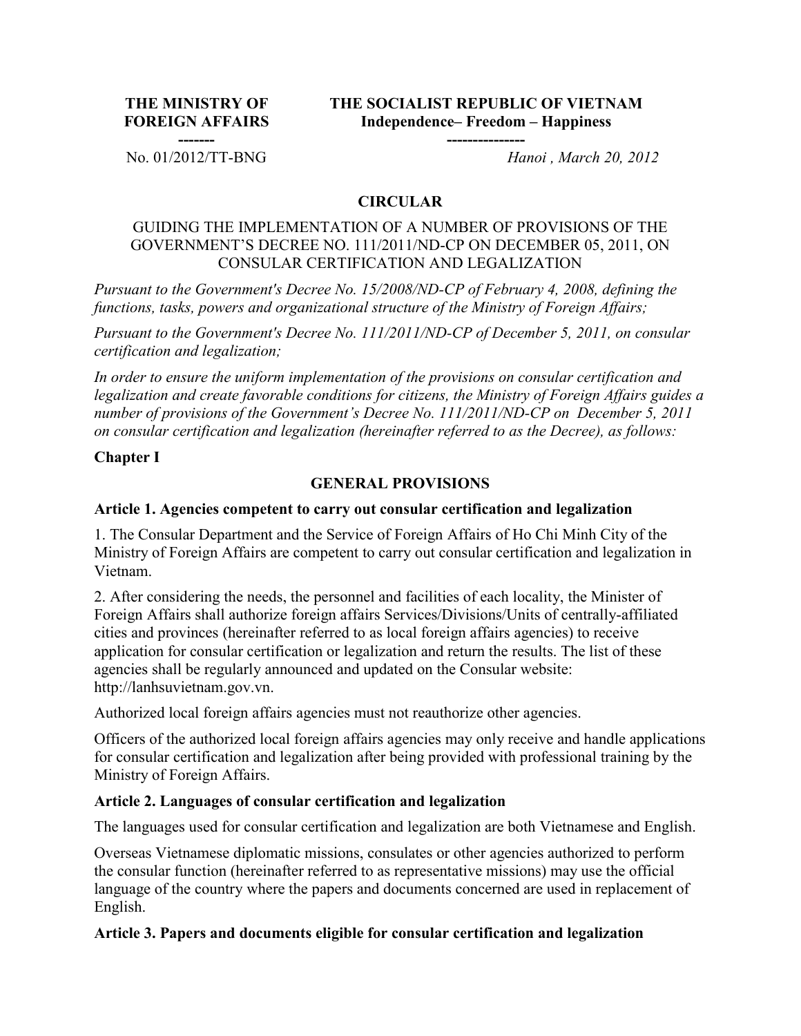| THE MINISTRY OF FOREIGN AFFAIRS<br>------- | THE SOCIALIST REPUBLIC OF VIETNAM<br>Independence– Freedom – Happiness<br>--------------- |
|---|---|
| No. 01/2012/TT-BNG | *Hanoi , March 20, 2012* |

## CIRCULAR

### GUIDING THE IMPLEMENTATION OF A NUMBER OF PROVISIONS OF THE GOVERNMENT'S DECREE NO. 111/2011/ND-CP ON DECEMBER 05, 2011, ON CONSULAR CERTIFICATION AND LEGALIZATION

*Pursuant to the Government's Decree No. 15/2008/ND-CP of February 4, 2008, defining the functions, tasks, powers and organizational structure of the Ministry of Foreign Affairs;*

*Pursuant to the Government's Decree No. 111/2011/ND-CP of December 5, 2011, on consular certification and legalization;*

*In order to ensure the uniform implementation of the provisions on consular certification and legalization and create favorable conditions for citizens, the Ministry of Foreign Affairs guides a number of provisions of the Government's Decree No. 111/2011/ND-CP on December 5, 2011 on consular certification and legalization (hereinafter referred to as the Decree), as follows:*

**Chapter I**

### GENERAL PROVISIONS

**Article 1. Agencies competent to carry out consular certification and legalization**

1. The Consular Department and the Service of Foreign Affairs of Ho Chi Minh City of the Ministry of Foreign Affairs are competent to carry out consular certification and legalization in Vietnam.

2. After considering the needs, the personnel and facilities of each locality, the Minister of Foreign Affairs shall authorize foreign affairs Services/Divisions/Units of centrally-affiliated cities and provinces (hereinafter referred to as local foreign affairs agencies) to receive application for consular certification or legalization and return the results. The list of these agencies shall be regularly announced and updated on the Consular website: http://lanhsuvietnam.gov.vn.

Authorized local foreign affairs agencies must not reauthorize other agencies.

Officers of the authorized local foreign affairs agencies may only receive and handle applications for consular certification and legalization after being provided with professional training by the Ministry of Foreign Affairs.

**Article 2. Languages of consular certification and legalization**

The languages used for consular certification and legalization are both Vietnamese and English.

Overseas Vietnamese diplomatic missions, consulates or other agencies authorized to perform the consular function (hereinafter referred to as representative missions) may use the official language of the country where the papers and documents concerned are used in replacement of English.

**Article 3. Papers and documents eligible for consular certification and legalization**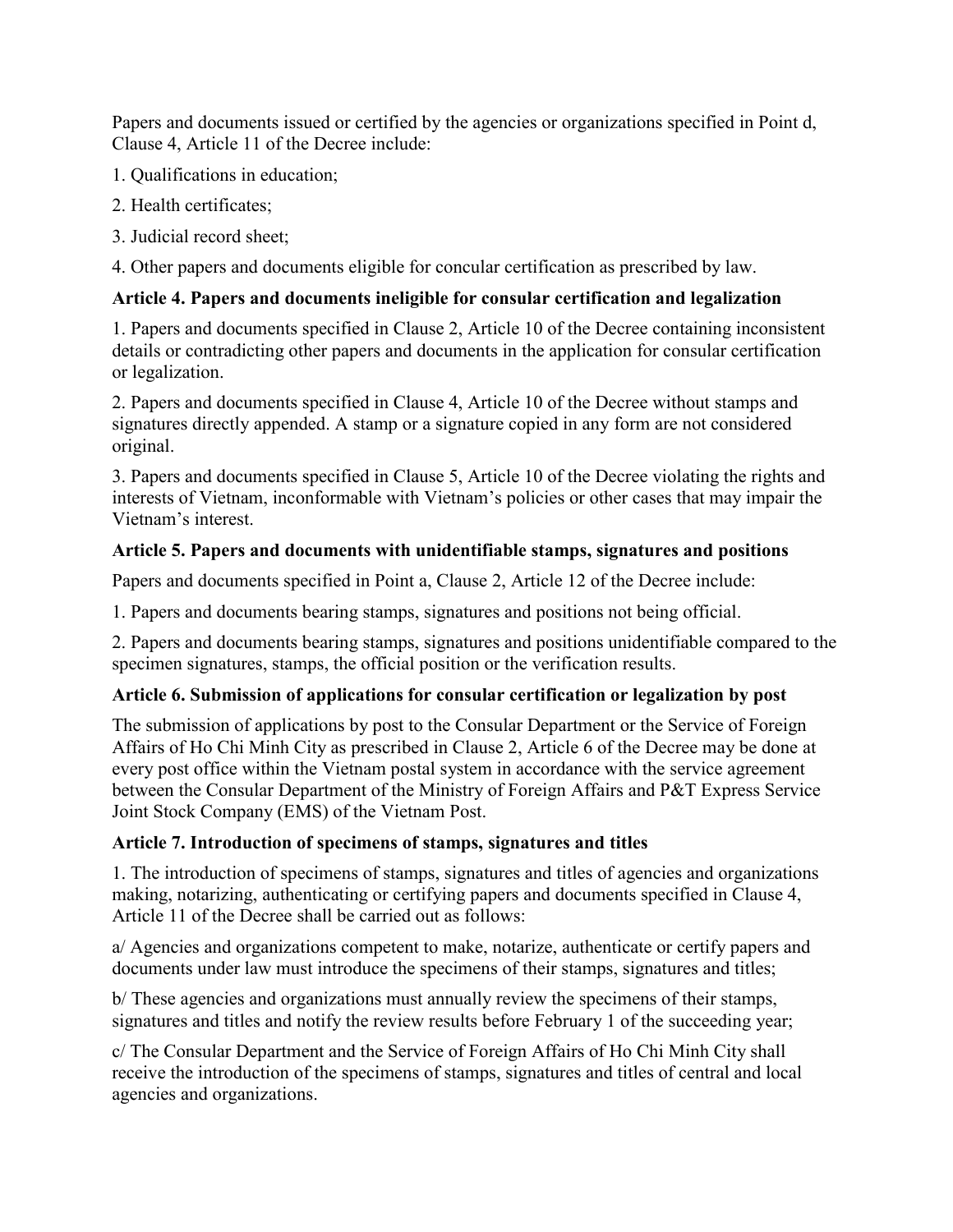Papers and documents issued or certified by the agencies or organizations specified in Point d, Clause 4, Article 11 of the Decree include:

1. Qualifications in education;

2. Health certificates;

3. Judicial record sheet;

4. Other papers and documents eligible for concular certification as prescribed by law.

**Article 4. Papers and documents ineligible for consular certification and legalization**

1. Papers and documents specified in Clause 2, Article 10 of the Decree containing inconsistent details or contradicting other papers and documents in the application for consular certification or legalization.

2. Papers and documents specified in Clause 4, Article 10 of the Decree without stamps and signatures directly appended. A stamp or a signature copied in any form are not considered original.

3. Papers and documents specified in Clause 5, Article 10 of the Decree violating the rights and interests of Vietnam, inconformable with Vietnam's policies or other cases that may impair the Vietnam's interest.

**Article 5. Papers and documents with unidentifiable stamps, signatures and positions**

Papers and documents specified in Point a, Clause 2, Article 12 of the Decree include:

1. Papers and documents bearing stamps, signatures and positions not being official.

2. Papers and documents bearing stamps, signatures and positions unidentifiable compared to the specimen signatures, stamps, the official position or the verification results.

**Article 6. Submission of applications for consular certification or legalization by post**

The submission of applications by post to the Consular Department or the Service of Foreign Affairs of Ho Chi Minh City as prescribed in Clause 2, Article 6 of the Decree may be done at every post office within the Vietnam postal system in accordance with the service agreement between the Consular Department of the Ministry of Foreign Affairs and P&T Express Service Joint Stock Company (EMS) of the Vietnam Post.

**Article 7. Introduction of specimens of stamps, signatures and titles**

1. The introduction of specimens of stamps, signatures and titles of agencies and organizations making, notarizing, authenticating or certifying papers and documents specified in Clause 4, Article 11 of the Decree shall be carried out as follows:

a/ Agencies and organizations competent to make, notarize, authenticate or certify papers and documents under law must introduce the specimens of their stamps, signatures and titles;

b/ These agencies and organizations must annually review the specimens of their stamps, signatures and titles and notify the review results before February 1 of the succeeding year;

c/ The Consular Department and the Service of Foreign Affairs of Ho Chi Minh City shall receive the introduction of the specimens of stamps, signatures and titles of central and local agencies and organizations.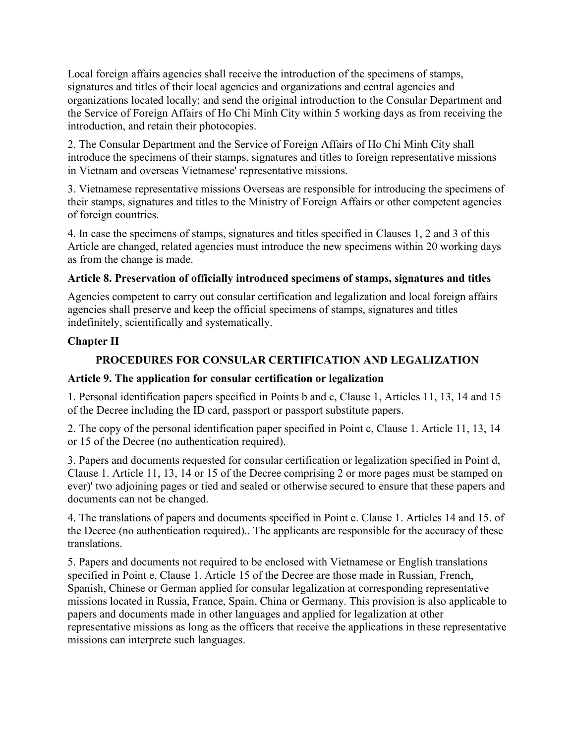Local foreign affairs agencies shall receive the introduction of the specimens of stamps, signatures and titles of their local agencies and organizations and central agencies and organizations located locally; and send the original introduction to the Consular Department and the Service of Foreign Affairs of Ho Chi Minh City within 5 working days as from receiving the introduction, and retain their photocopies.

2. The Consular Department and the Service of Foreign Affairs of Ho Chi Minh City shall introduce the specimens of their stamps, signatures and titles to foreign representative missions in Vietnam and overseas Vietnamese' representative missions.

3. Vietnamese representative missions Overseas are responsible for introducing the specimens of their stamps, signatures and titles to the Ministry of Foreign Affairs or other competent agencies of foreign countries.

4. In case the specimens of stamps, signatures and titles specified in Clauses 1, 2 and 3 of this Article are changed, related agencies must introduce the new specimens within 20 working days as from the change is made.

**Article 8. Preservation of officially introduced specimens of stamps, signatures and titles**

Agencies competent to carry out consular certification and legalization and local foreign affairs agencies shall preserve and keep the official specimens of stamps, signatures and titles indefinitely, scientifically and systematically.

## Chapter II

## PROCEDURES FOR CONSULAR CERTIFICATION AND LEGALIZATION

**Article 9. The application for consular certification or legalization**

1. Personal identification papers specified in Points b and c, Clause 1, Articles 11, 13, 14 and 15 of the Decree including the ID card, passport or passport substitute papers.

2. The copy of the personal identification paper specified in Point c, Clause 1. Article 11, 13, 14 or 15 of the Decree (no authentication required).

3. Papers and documents requested for consular certification or legalization specified in Point d, Clause 1. Article 11, 13, 14 or 15 of the Decree comprising 2 or more pages must be stamped on ever)' two adjoining pages or tied and sealed or otherwise secured to ensure that these papers and documents can not be changed.

4. The translations of papers and documents specified in Point e. Clause 1. Articles 14 and 15. of the Decree (no authentication required).. The applicants are responsible for the accuracy of these translations.

5. Papers and documents not required to be enclosed with Vietnamese or English translations specified in Point e, Clause 1. Article 15 of the Decree are those made in Russian, French, Spanish, Chinese or German applied for consular legalization at corresponding representative missions located in Russia, France, Spain, China or Germany. This provision is also applicable to papers and documents made in other languages and applied for legalization at other representative missions as long as the officers that receive the applications in these representative missions can interprete such languages.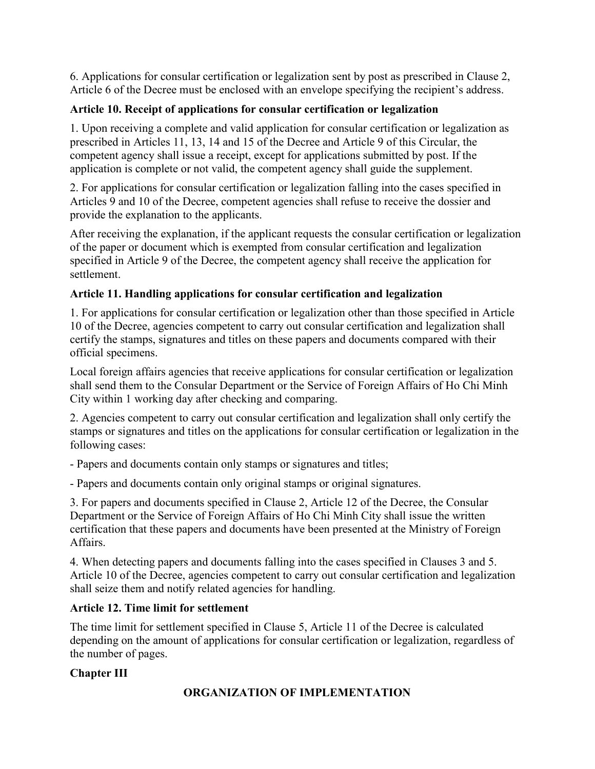6. Applications for consular certification or legalization sent by post as prescribed in Clause 2, Article 6 of the Decree must be enclosed with an envelope specifying the recipient's address.

**Article 10. Receipt of applications for consular certification or legalization**

1. Upon receiving a complete and valid application for consular certification or legalization as prescribed in Articles 11, 13, 14 and 15 of the Decree and Article 9 of this Circular, the competent agency shall issue a receipt, except for applications submitted by post. If the application is complete or not valid, the competent agency shall guide the supplement.

2. For applications for consular certification or legalization falling into the cases specified in Articles 9 and 10 of the Decree, competent agencies shall refuse to receive the dossier and provide the explanation to the applicants.

After receiving the explanation, if the applicant requests the consular certification or legalization of the paper or document which is exempted from consular certification and legalization specified in Article 9 of the Decree, the competent agency shall receive the application for settlement.

**Article 11. Handling applications for consular certification and legalization**

1. For applications for consular certification or legalization other than those specified in Article 10 of the Decree, agencies competent to carry out consular certification and legalization shall certify the stamps, signatures and titles on these papers and documents compared with their official specimens.

Local foreign affairs agencies that receive applications for consular certification or legalization shall send them to the Consular Department or the Service of Foreign Affairs of Ho Chi Minh City within 1 working day after checking and comparing.

2. Agencies competent to carry out consular certification and legalization shall only certify the stamps or signatures and titles on the applications for consular certification or legalization in the following cases:

- Papers and documents contain only stamps or signatures and titles;

- Papers and documents contain only original stamps or original signatures.

3. For papers and documents specified in Clause 2, Article 12 of the Decree, the Consular Department or the Service of Foreign Affairs of Ho Chi Minh City shall issue the written certification that these papers and documents have been presented at the Ministry of Foreign Affairs.

4. When detecting papers and documents falling into the cases specified in Clauses 3 and 5. Article 10 of the Decree, agencies competent to carry out consular certification and legalization shall seize them and notify related agencies for handling.

**Article 12. Time limit for settlement**

The time limit for settlement specified in Clause 5, Article 11 of the Decree is calculated depending on the amount of applications for consular certification or legalization, regardless of the number of pages.

**Chapter III**

**ORGANIZATION OF IMPLEMENTATION**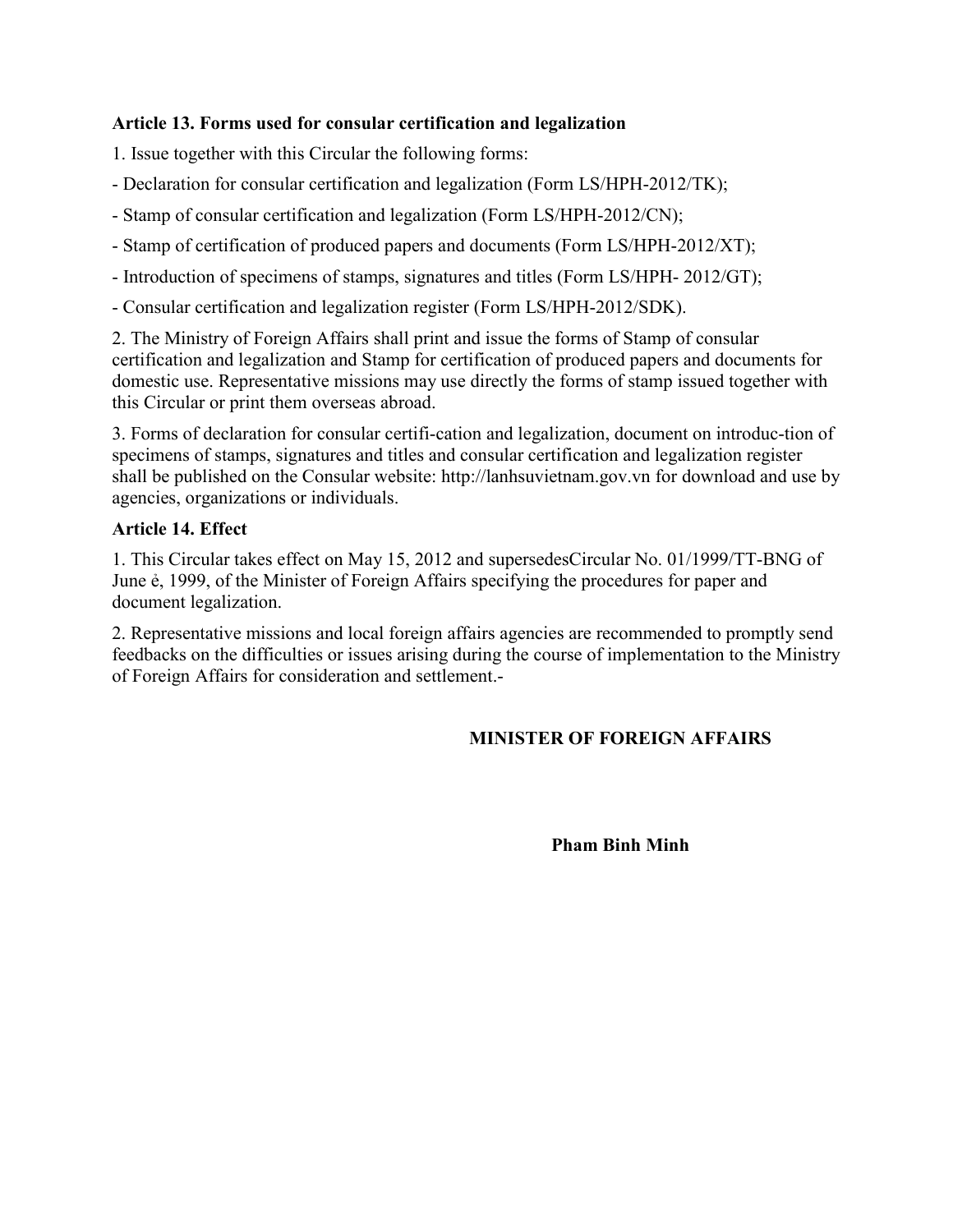**Article 13. Forms used for consular certification and legalization**

1. Issue together with this Circular the following forms:

- Declaration for consular certification and legalization (Form LS/HPH-2012/TK);

- Stamp of consular certification and legalization (Form LS/HPH-2012/CN);

- Stamp of certification of produced papers and documents (Form LS/HPH-2012/XT);

- Introduction of specimens of stamps, signatures and titles (Form LS/HPH- 2012/GT);

- Consular certification and legalization register (Form LS/HPH-2012/SDK).

2. The Ministry of Foreign Affairs shall print and issue the forms of Stamp of consular certification and legalization and Stamp for certification of produced papers and documents for domestic use. Representative missions may use directly the forms of stamp issued together with this Circular or print them overseas abroad.

3. Forms of declaration for consular certifi-cation and legalization, document on introduc-tion of specimens of stamps, signatures and titles and consular certification and legalization register shall be published on the Consular website: http://lanhsuvietnam.gov.vn for download and use by agencies, organizations or individuals.

**Article 14. Effect**

1. This Circular takes effect on May 15, 2012 and supersedesCircular No. 01/1999/TT-BNG of June ẻ, 1999, of the Minister of Foreign Affairs specifying the procedures for paper and document legalization.

2. Representative missions and local foreign affairs agencies are recommended to promptly send feedbacks on the difficulties or issues arising during the course of implementation to the Ministry of Foreign Affairs for consideration and settlement.-

**MINISTER OF FOREIGN AFFAIRS**

**Pham Binh Minh**